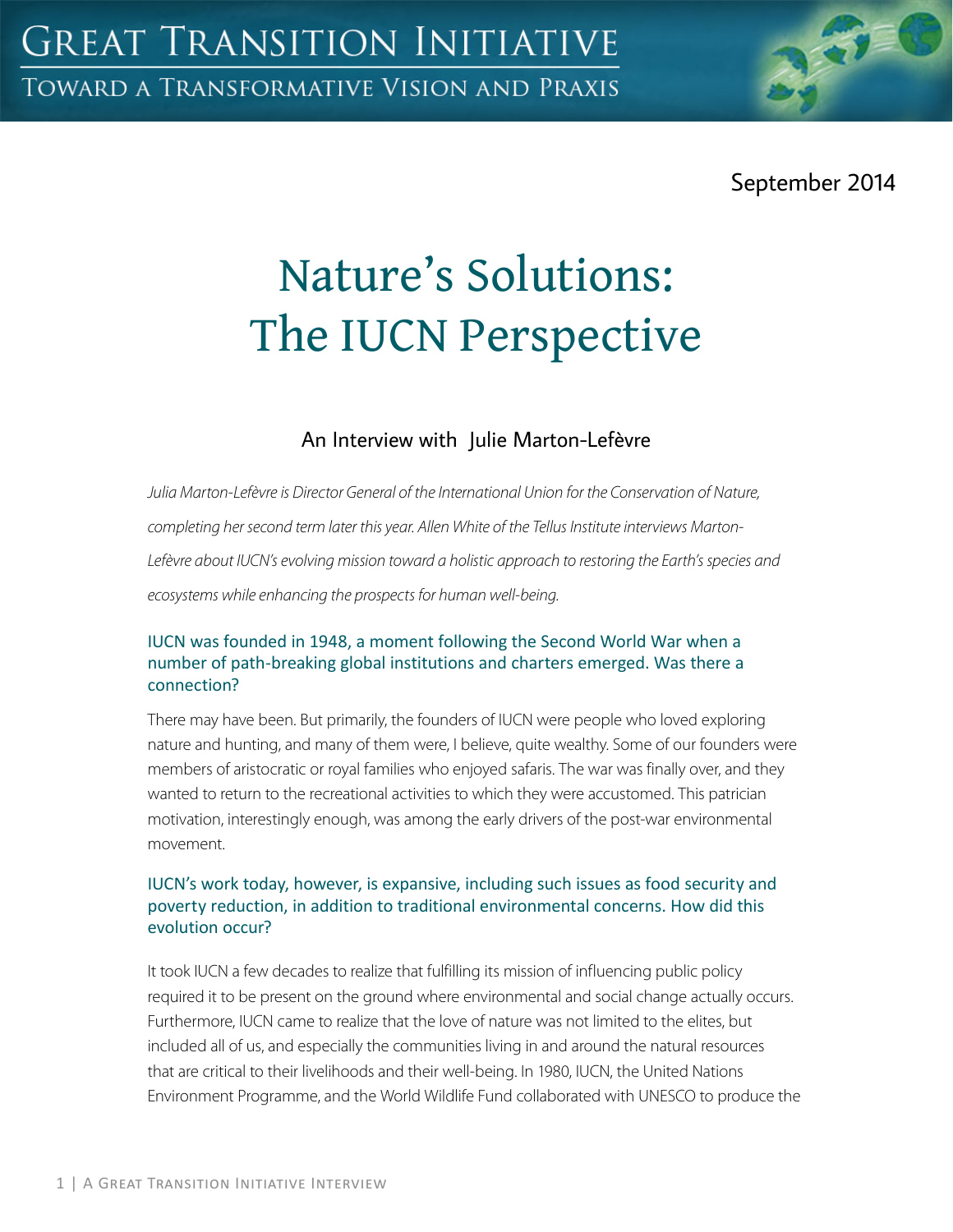# Great Transition Initiative

## Toward a Transformative Vision and Praxis

September 2014

# Nature's Solutions: The IUCN Perspective

An Interview with Julie Marton-Lefèvre

*Julia Marton-Lefèvre is Director General of the International Union for the Conservation of Nature, completing her second term later this year. Allen White of the Tellus Institute interviews Marton-Lefèvre about IUCN's evolving mission toward a holistic approach to restoring the Earth's species and ecosystems while enhancing the prospects for human well-being.*

### IUCN was founded in 1948, a moment following the Second World War when a number of path-breaking global institutions and charters emerged. Was there a connection?

There may have been. But primarily, the founders of IUCN were people who loved exploring nature and hunting, and many of them were, I believe, quite wealthy. Some of our founders were members of aristocratic or royal families who enjoyed safaris. The war was finally over, and they wanted to return to the recreational activities to which they were accustomed. This patrician motivation, interestingly enough, was among the early drivers of the post-war environmental movement.

### IUCN's work today, however, is expansive, including such issues as food security and poverty reduction, in addition to traditional environmental concerns. How did this evolution occur?

It took IUCN a few decades to realize that fulfilling its mission of influencing public policy required it to be present on the ground where environmental and social change actually occurs. Furthermore, IUCN came to realize that the love of nature was not limited to the elites, but included all of us, and especially the communities living in and around the natural resources that are critical to their livelihoods and their well-being. In 1980, IUCN, the United Nations Environment Programme, and the World Wildlife Fund collaborated with UNESCO to produce the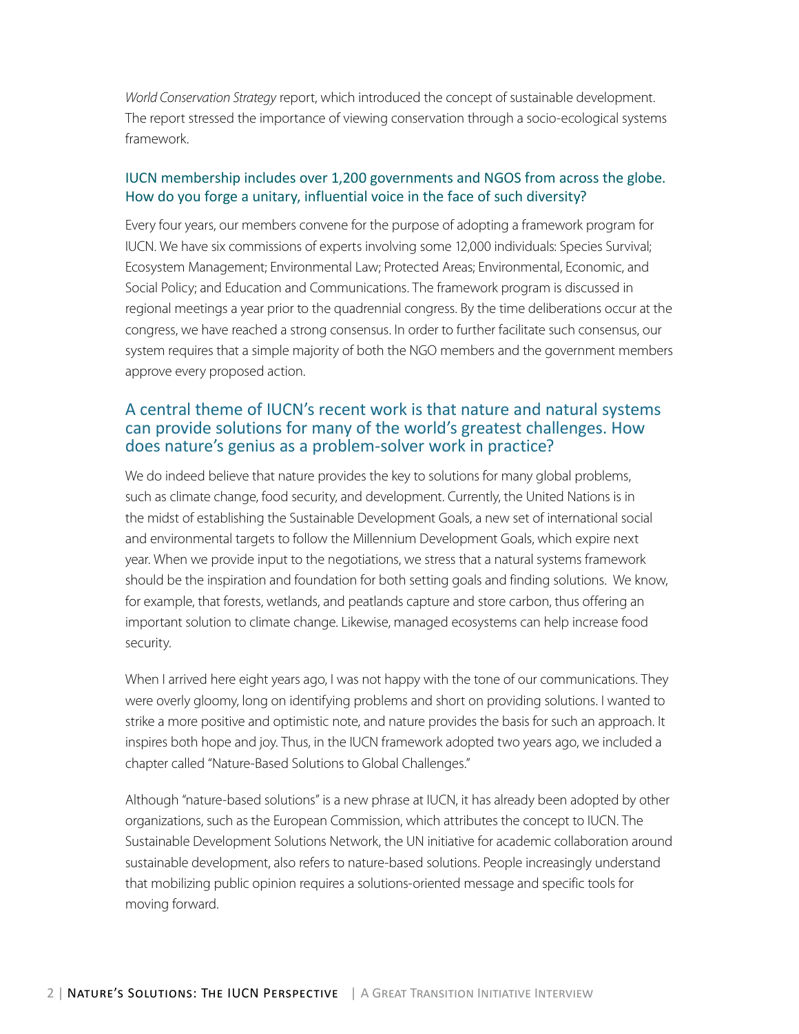*World Conservation Strategy* report, which introduced the concept of sustainable development. The report stressed the importance of viewing conservation through a socio-ecological systems framework.

### IUCN membership includes over 1,200 governments and NGOS from across the globe. How do you forge a unitary, influential voice in the face of such diversity?

Every four years, our members convene for the purpose of adopting a framework program for IUCN. We have six commissions of experts involving some 12,000 individuals: Species Survival; Ecosystem Management; Environmental Law; Protected Areas; Environmental, Economic, and Social Policy; and Education and Communications. The framework program is discussed in regional meetings a year prior to the quadrennial congress. By the time deliberations occur at the congress, we have reached a strong consensus. In order to further facilitate such consensus, our system requires that a simple majority of both the NGO members and the government members approve every proposed action.

## A central theme of IUCN's recent work is that nature and natural systems can provide solutions for many of the world's greatest challenges. How does nature's genius as a problem-solver work in practice?

We do indeed believe that nature provides the key to solutions for many global problems, such as climate change, food security, and development. Currently, the United Nations is in the midst of establishing the Sustainable Development Goals, a new set of international social and environmental targets to follow the Millennium Development Goals, which expire next year. When we provide input to the negotiations, we stress that a natural systems framework should be the inspiration and foundation for both setting goals and finding solutions. We know, for example, that forests, wetlands, and peatlands capture and store carbon, thus offering an important solution to climate change. Likewise, managed ecosystems can help increase food security.

When I arrived here eight years ago, I was not happy with the tone of our communications. They were overly gloomy, long on identifying problems and short on providing solutions. I wanted to strike a more positive and optimistic note, and nature provides the basis for such an approach. It inspires both hope and joy. Thus, in the IUCN framework adopted two years ago, we included a chapter called "Nature-Based Solutions to Global Challenges."

Although "nature-based solutions" is a new phrase at IUCN, it has already been adopted by other organizations, such as the European Commission, which attributes the concept to IUCN. The Sustainable Development Solutions Network, the UN initiative for academic collaboration around sustainable development, also refers to nature-based solutions. People increasingly understand that mobilizing public opinion requires a solutions-oriented message and specific tools for moving forward.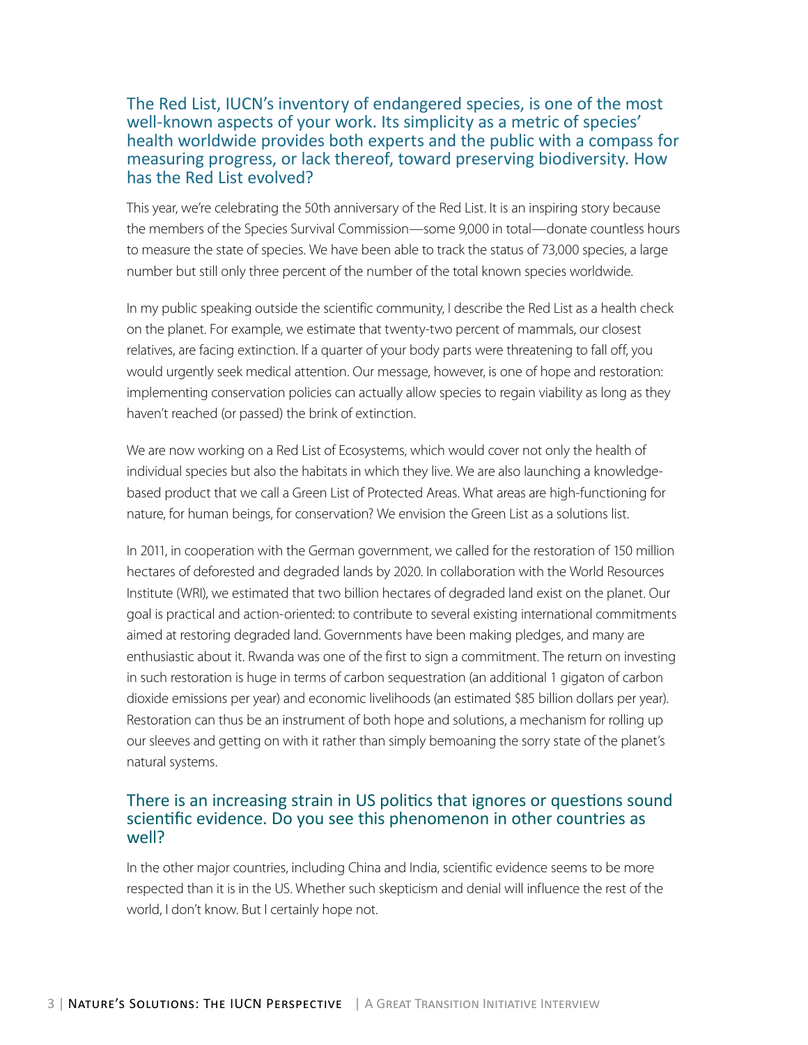### The Red List, IUCN's inventory of endangered species, is one of the most well-known aspects of your work. Its simplicity as a metric of species' health worldwide provides both experts and the public with a compass for measuring progress, or lack thereof, toward preserving biodiversity. How has the Red List evolved?

This year, we're celebrating the 50th anniversary of the Red List. It is an inspiring story because the members of the Species Survival Commission—some 9,000 in total—donate countless hours to measure the state of species. We have been able to track the status of 73,000 species, a large number but still only three percent of the number of the total known species worldwide.

In my public speaking outside the scientific community, I describe the Red List as a health check on the planet. For example, we estimate that twenty-two percent of mammals, our closest relatives, are facing extinction. If a quarter of your body parts were threatening to fall off, you would urgently seek medical attention. Our message, however, is one of hope and restoration: implementing conservation policies can actually allow species to regain viability as long as they haven't reached (or passed) the brink of extinction.

We are now working on a Red List of Ecosystems, which would cover not only the health of individual species but also the habitats in which they live. We are also launching a knowledge-based product that we call a Green List of Protected Areas. What areas are high-functioning for nature, for human beings, for conservation? We envision the Green List as a solutions list.

In 2011, in cooperation with the German government, we called for the restoration of 150 million hectares of deforested and degraded lands by 2020. In collaboration with the World Resources Institute (WRI), we estimated that two billion hectares of degraded land exist on the planet. Our goal is practical and action-oriented: to contribute to several existing international commitments aimed at restoring degraded land. Governments have been making pledges, and many are enthusiastic about it. Rwanda was one of the first to sign a commitment. The return on investing in such restoration is huge in terms of carbon sequestration (an additional 1 gigaton of carbon dioxide emissions per year) and economic livelihoods (an estimated $85 billion dollars per year). Restoration can thus be an instrument of both hope and solutions, a mechanism for rolling up our sleeves and getting on with it rather than simply bemoaning the sorry state of the planet's natural systems.

### There is an increasing strain in US politics that ignores or questions sound scientific evidence. Do you see this phenomenon in other countries as well?

In the other major countries, including China and India, scientific evidence seems to be more respected than it is in the US. Whether such skepticism and denial will influence the rest of the world, I don't know. But I certainly hope not.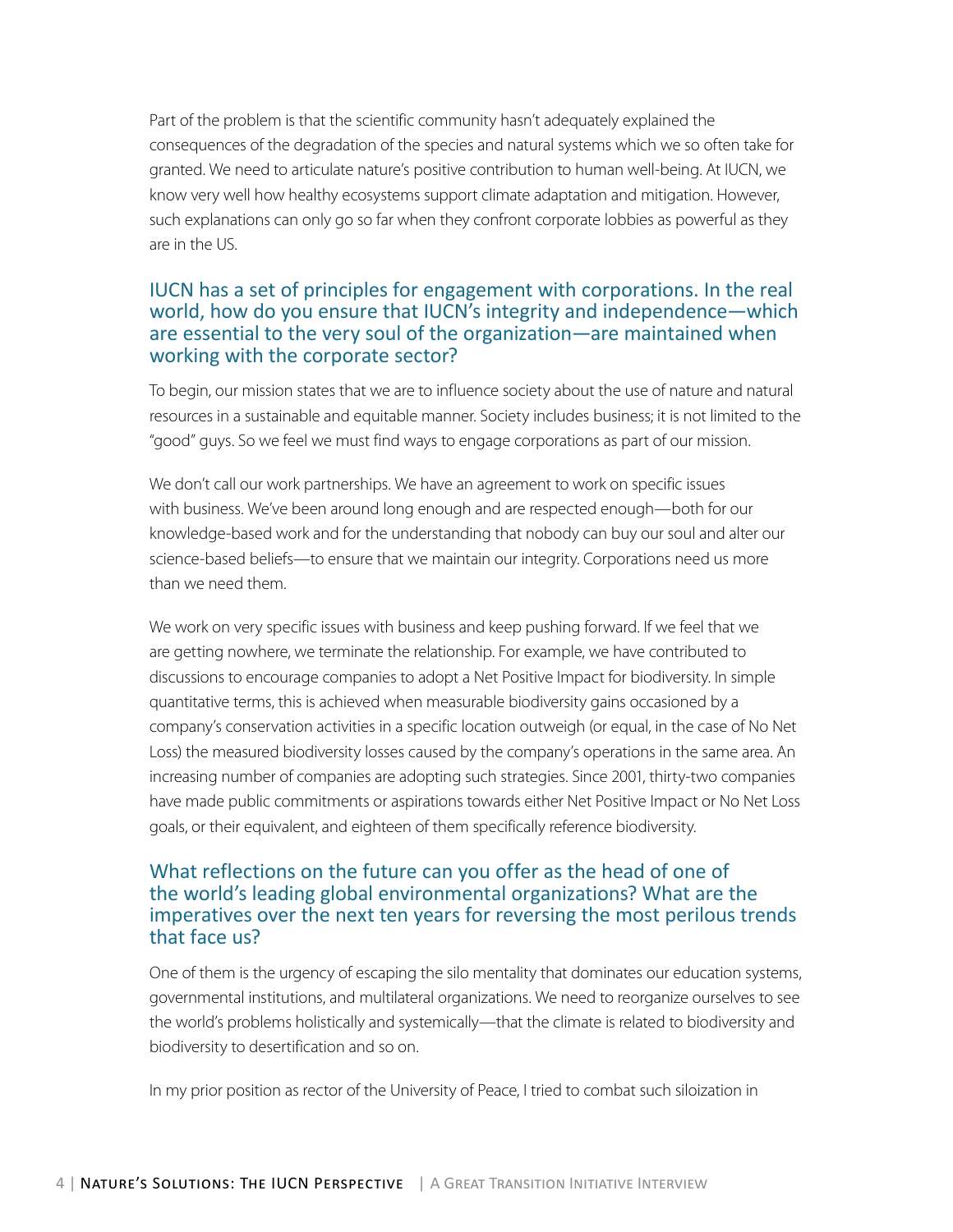Part of the problem is that the scientific community hasn't adequately explained the consequences of the degradation of the species and natural systems which we so often take for granted. We need to articulate nature's positive contribution to human well-being. At IUCN, we know very well how healthy ecosystems support climate adaptation and mitigation. However, such explanations can only go so far when they confront corporate lobbies as powerful as they are in the US.

### IUCN has a set of principles for engagement with corporations. In the real world, how do you ensure that IUCN's integrity and independence—which are essential to the very soul of the organization—are maintained when working with the corporate sector?

To begin, our mission states that we are to influence society about the use of nature and natural resources in a sustainable and equitable manner. Society includes business; it is not limited to the "good" guys. So we feel we must find ways to engage corporations as part of our mission.

We don't call our work partnerships. We have an agreement to work on specific issues with business. We've been around long enough and are respected enough—both for our knowledge-based work and for the understanding that nobody can buy our soul and alter our science-based beliefs—to ensure that we maintain our integrity. Corporations need us more than we need them.

We work on very specific issues with business and keep pushing forward. If we feel that we are getting nowhere, we terminate the relationship. For example, we have contributed to discussions to encourage companies to adopt a Net Positive Impact for biodiversity. In simple quantitative terms, this is achieved when measurable biodiversity gains occasioned by a company's conservation activities in a specific location outweigh (or equal, in the case of No Net Loss) the measured biodiversity losses caused by the company's operations in the same area. An increasing number of companies are adopting such strategies. Since 2001, thirty-two companies have made public commitments or aspirations towards either Net Positive Impact or No Net Loss goals, or their equivalent, and eighteen of them specifically reference biodiversity.

### What reflections on the future can you offer as the head of one of the world's leading global environmental organizations? What are the imperatives over the next ten years for reversing the most perilous trends that face us?

One of them is the urgency of escaping the silo mentality that dominates our education systems, governmental institutions, and multilateral organizations. We need to reorganize ourselves to see the world's problems holistically and systemically—that the climate is related to biodiversity and biodiversity to desertification and so on.

In my prior position as rector of the University of Peace, I tried to combat such siloization in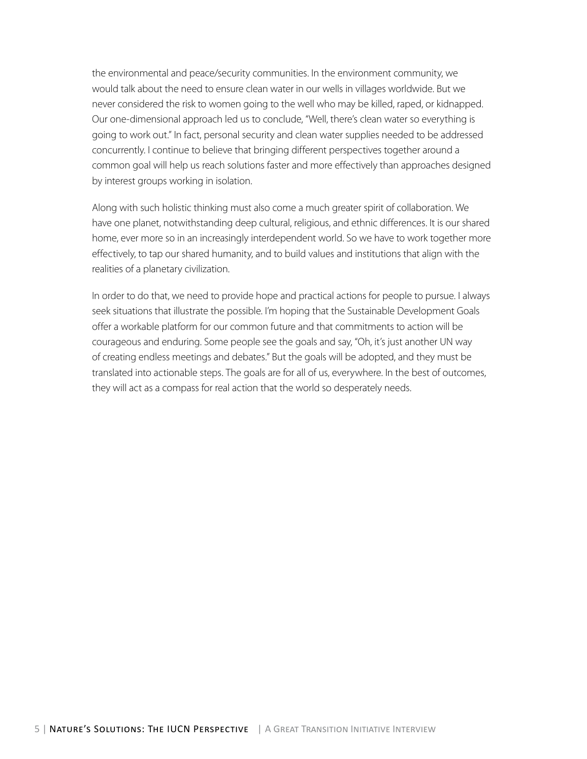the environmental and peace/security communities. In the environment community, we would talk about the need to ensure clean water in our wells in villages worldwide. But we never considered the risk to women going to the well who may be killed, raped, or kidnapped. Our one-dimensional approach led us to conclude, "Well, there's clean water so everything is going to work out." In fact, personal security and clean water supplies needed to be addressed concurrently. I continue to believe that bringing different perspectives together around a common goal will help us reach solutions faster and more effectively than approaches designed by interest groups working in isolation.

Along with such holistic thinking must also come a much greater spirit of collaboration. We have one planet, notwithstanding deep cultural, religious, and ethnic differences. It is our shared home, ever more so in an increasingly interdependent world. So we have to work together more effectively, to tap our shared humanity, and to build values and institutions that align with the realities of a planetary civilization.

In order to do that, we need to provide hope and practical actions for people to pursue. I always seek situations that illustrate the possible. I'm hoping that the Sustainable Development Goals offer a workable platform for our common future and that commitments to action will be courageous and enduring. Some people see the goals and say, "Oh, it's just another UN way of creating endless meetings and debates." But the goals will be adopted, and they must be translated into actionable steps. The goals are for all of us, everywhere. In the best of outcomes, they will act as a compass for real action that the world so desperately needs.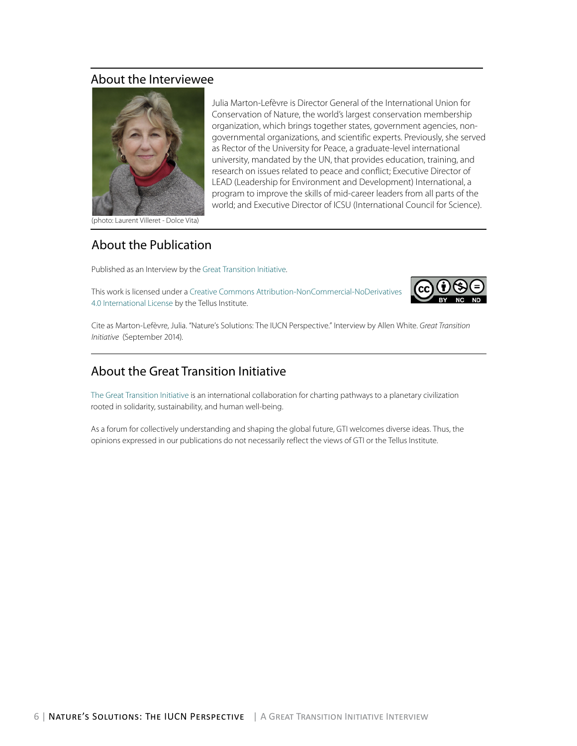## About the Interviewee

(photo: Laurent Villeret - Dolce Vita)

Julia Marton-Lefèvre is Director General of the International Union for Conservation of Nature, the world's largest conservation membership organization, which brings together states, government agencies, non-governmental organizations, and scientific experts. Previously, she served as Rector of the University for Peace, a graduate-level international university, mandated by the UN, that provides education, training, and research on issues related to peace and conflict; Executive Director of LEAD (Leadership for Environment and Development) International, a program to improve the skills of mid-career leaders from all parts of the world; and Executive Director of ICSU (International Council for Science).

## About the Publication

Published as an Interview by the Great Transition Initiative.

This work is licensed under a Creative Commons Attribution-NonCommercial-NoDerivatives 4.0 International License by the Tellus Institute.

Cite as Marton-Lefèvre, Julia. "Nature's Solutions: The IUCN Perspective." Interview by Allen White. *Great Transition Initiative* (September 2014).

## About the Great Transition Initiative

The Great Transition Initiative is an international collaboration for charting pathways to a planetary civilization rooted in solidarity, sustainability, and human well-being.

As a forum for collectively understanding and shaping the global future, GTI welcomes diverse ideas. Thus, the opinions expressed in our publications do not necessarily reflect the views of GTI or the Tellus Institute.